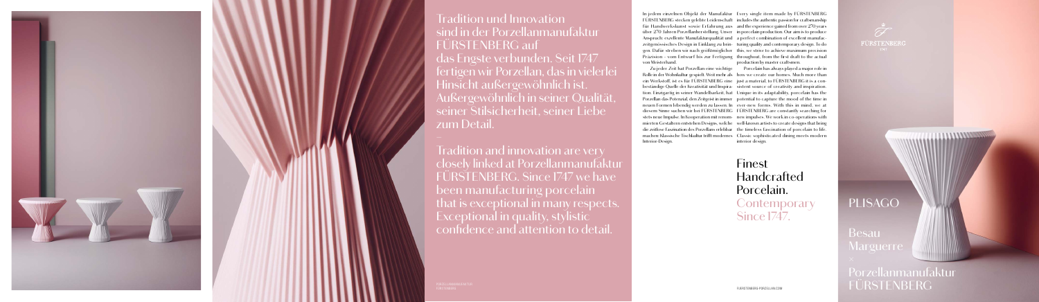Tradition und Innovation sind in der Porzellanmanufaktur FÜRSTENBERG auf das Engste verbunden. Seit 1747 fertigen wir Porzellan, das in vielerlei Hinsicht außergewöhnlich ist. Außergewöhnlich in seiner Qualität, seiner Stilsicherheit, seiner Liebe zum Detail.

–

Tradition and innovation are very closely linked at Porzellanmanufaktur FÜRSTENBERG. Since 1747 we have been manufacturing porcelain that is exceptional in many respects. Exceptional in quality, stylistic confidence and attention to detail.

PORZELLANMANUFAKTUR FÜRSTENBERG

In jedem einzelnen Objekt der Manufaktur FÜRSTENBERG stecken gelebte Leidenschaft für Handwerkskunst sowie Erfahrung aus über 270 Jahren Porzellanherstellung. Unser Anspruch: exzellente Manufakturqualität und zeitgenössisches Design in Einklang zu bringen. Dafür streben wir nach größtmöglicher Präzision – vom Entwurf bis zur Fertigung von Meisterhand.

Zu jeder Zeit hat Porzellan eine wichtige Rolle in der Wohnkultur gespielt. Weit mehr als ein Werkstoff, ist es für FÜRSTENBERG eine beständige Quelle der Kreativität und Inspiration. Einzigartig in seiner Wandelbarkeit, hat Porzellan das Potenzial, den Zeitgeist in immer neuen Formen lebendig werden zu lassen. In diesem Sinne suchen wir bei FÜRSTENBERG stets neue Impulse. In Kooperation mit renommierten Gestaltern entstehen Designs, welche die zeitlose Faszination des Porzellans erlebbar machen. Klassische Tischkultur trifft modernes Interior-Design.

Every single item made by FÜRSTENBERG includes the authentic passion for craftsmanship and the experience gained from over 270 years in porcelain production. Our aim is to produce a perfect combination of excellent manufacturing quality and contemporary design. To do this, we strive to achieve maximum precision throughout, from the first draft to the actual production by master craftsmen.

Porcelain has always played a major role in how we create our homes. Much more than just a material, to FÜRSTENBERG it is a consistent source of creativity and inspiration. Unique in its adaptability, porcelain has the potential to capture the mood of the time in ever-new forms. With this in mind, we at FÜRSTENBERG are constantly searching for new impulses. We work in co-operations with well-known artists to create designs that bring the timeless fascination of porcelain to life. Classic sophisticated dining meets modern interior design.

Finest Handcrafted Porcelain. Contemporary Since 1747.

FÜRSTENBERG-PORZELLAN.COM

FÜRSTENBERG 1747

# PLISAGO

Besau Marguerre
×
Porzellanmanufaktur FÜRSTENBERG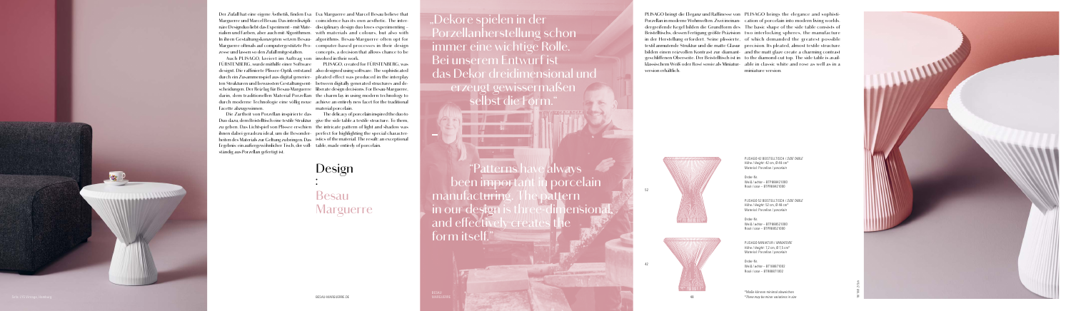Der Zufall hat eine eigene Ästhetik, finden Eva Marguerre und Marcel Besau. Das interdisziplinäre Designduo liebt das Experiment – mit Materialien und Farben, aber auch mit Algorithmen. In ihren Gestaltungskonzepten setzen Besau-Marguerre oftmals auf computergestützte Prozesse und lassen so den Zufall mitgestalten.

Auch PLISAGO, kreiert im Auftrag von FÜRSTENBERG, wurde mithilfe einer Software designt. Die raffinierte Plissee-Optik entstand durch ein Zusammenspiel aus digital generierten Strukturen und bewussten Gestaltungsentscheidungen. Der Reiz lag für Besau-Marguerre darin, dem traditionellen Material Porzellan durch moderne Technologie eine völlig neue Facette abzugewinnen.

Die Zartheit von Porzellan inspirierte das Duo dazu, dem Beistelltisch eine textile Struktur zu geben. Das Lichtspiel von Plissee erschien ihnen dabei geradezu ideal, um die Besonderheiten des Materials zur Geltung zu bringen. Das Ergebnis: ein außergewöhnlicher Tisch, der vollständig aus Porzellan gefertigt ist.

Eva Marguerre and Marcel Besau believe that coincidence has its own aesthetic. The interdisciplinary design duo loves experimenting – with materials and colours, but also with algorithms. Besau-Marguerre often opt for computer-based processes in their design concepts, a decision that allows chance to be involved in their work.

PLISAGO, created for FÜRSTENBERG, was also designed using software. The sophisticated pleated effect was produced in the interplay between digitally generated structures and deliberate design decisions. For Besau-Marguerre, the charm lay in using modern technology to achieve an entirely new facet for the traditional material porcelain.

The delicacy of porcelain inspired the duo to give the side table a textile structure. To them, the intricate pattern of light and shadow was perfect for highlighting the special characteristics of the material. The result: an exceptional table, made entirely of porcelain.

# Design
:
## Besau Marguerre

„Dekore spielen in der Porzellanherstellung schon immer eine wichtige Rolle. Bei unserem Entwurf ist das Dekor dreidimensional und erzeugt gewissermaßen selbst die Form."

"Patterns have always been important in porcelain manufacturing. The pattern in our design is three-dimensional, and effectively creates the form itself."

PLISAGO bringt die Eleganz und Raffinesse von Porzellan in moderne Wohnwelten. Zwei ineinandergreifende Kegel bilden die Grundform des Beistelltischs, dessen Fertigung größte Präzision in der Herstellung erfordert. Seine plissierte, textil anmutende Struktur und die matte Glasur bilden einen reizvollen Kontrast zur diamantgeschliffenen Oberseite. Der Beistelltisch ist in klassischem Weiß oder Rosé sowie als Miniaturversion erhältlich.

PLISAGO brings the elegance and sophistication of porcelain into modern living worlds. The basic shape of the side table consists of two interlocking spheres, the manufacture of which demanded the greatest possible precision. Its pleated, almost textile structure and the matt glaze create a charming contrast to the diamond-cut top. The side table is available in classic white and rose as well as in a miniature version.

PLISAGO 42 BEISTELLTISCH / *SIDE TABLE*
Höhe / *Height*: 42 cm, Ø 46 cm*
Material: Porzellan / *porcelain*

Order-Nr.
Weiß / *white* – BTP860421000
Rosé / *rose* – BTP860421002

PLISAGO 52 BEISTELLTISCH / *SIDE TABLE*
Höhe / *Height*: 52 cm, Ø 46 cm*
Material: Porzellan / *porcelain*

Order-Nr.
Weiß / *white* – BTP860521000
Rosé / *rose* – BTP860521002

PLISAGO MINIATUR / *MINIATURE*
Höhe / *Height*: 12 cm, Ø 15 cm*
Material: Porzellan / *porcelain*

Order-Nr.
Weiß / *white* – BT100071000
Rosé / *rose* – BT100071002

52

42

*Maße können minimal abweichen
*There may be minor variations in size

BESAU-MARGUERRE.DE